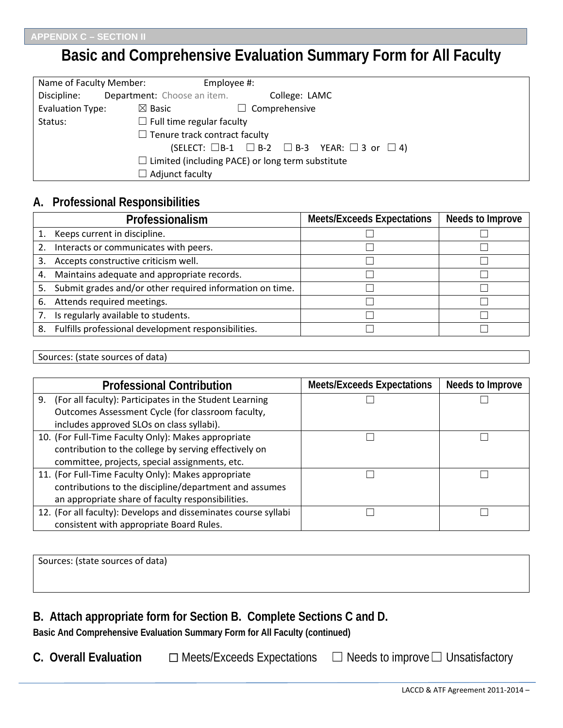APPENDIX C – SECTION II

# Basic and Comprehensive Evaluation Summary Form for All Faculty

| | |
|---|---|
| Name of Faculty Member: Employee #: | |
| Discipline: Department: Choose an item. College: LAMC | |
| Evaluation Type: | ☒ Basic ☐ Comprehensive |
| Status: | ☐ Full time regular faculty |
| | ☐ Tenure track contract faculty |
| | (SELECT: ☐B-1 ☐ B-2 ☐ B-3 YEAR: ☐ 3 or ☐ 4) |
| | ☐ Limited (including PACE) or long term substitute |
| | ☐ Adjunct faculty |

## A. Professional Responsibilities

| Professionalism | Meets/Exceeds Expectations | Needs to Improve |
|---|---|---|
| 1. Keeps current in discipline. | ☐ | ☐ |
| 2. Interacts or communicates with peers. | ☐ | ☐ |
| 3. Accepts constructive criticism well. | ☐ | ☐ |
| 4. Maintains adequate and appropriate records. | ☐ | ☐ |
| 5. Submit grades and/or other required information on time. | ☐ | ☐ |
| 6. Attends required meetings. | ☐ | ☐ |
| 7. Is regularly available to students. | ☐ | ☐ |
| 8. Fulfills professional development responsibilities. | ☐ | ☐ |

Sources: (state sources of data)

| Professional Contribution | Meets/Exceeds Expectations | Needs to Improve |
|---|---|---|
| 9. (For all faculty): Participates in the Student Learning Outcomes Assessment Cycle (for classroom faculty, includes approved SLOs on class syllabi). | ☐ | ☐ |
| 10. (For Full-Time Faculty Only): Makes appropriate contribution to the college by serving effectively on committee, projects, special assignments, etc. | ☐ | ☐ |
| 11. (For Full-Time Faculty Only): Makes appropriate contributions to the discipline/department and assumes an appropriate share of faculty responsibilities. | ☐ | ☐ |
| 12. (For all faculty): Develops and disseminates course syllabi consistent with appropriate Board Rules. | ☐ | ☐ |

Sources: (state sources of data)

## B. Attach appropriate form for Section B. Complete Sections C and D.

**Basic And Comprehensive Evaluation Summary Form for All Faculty (continued)**

## C. Overall Evaluation

☐ Meets/Exceeds Expectations ☐ Needs to improve ☐ Unsatisfactory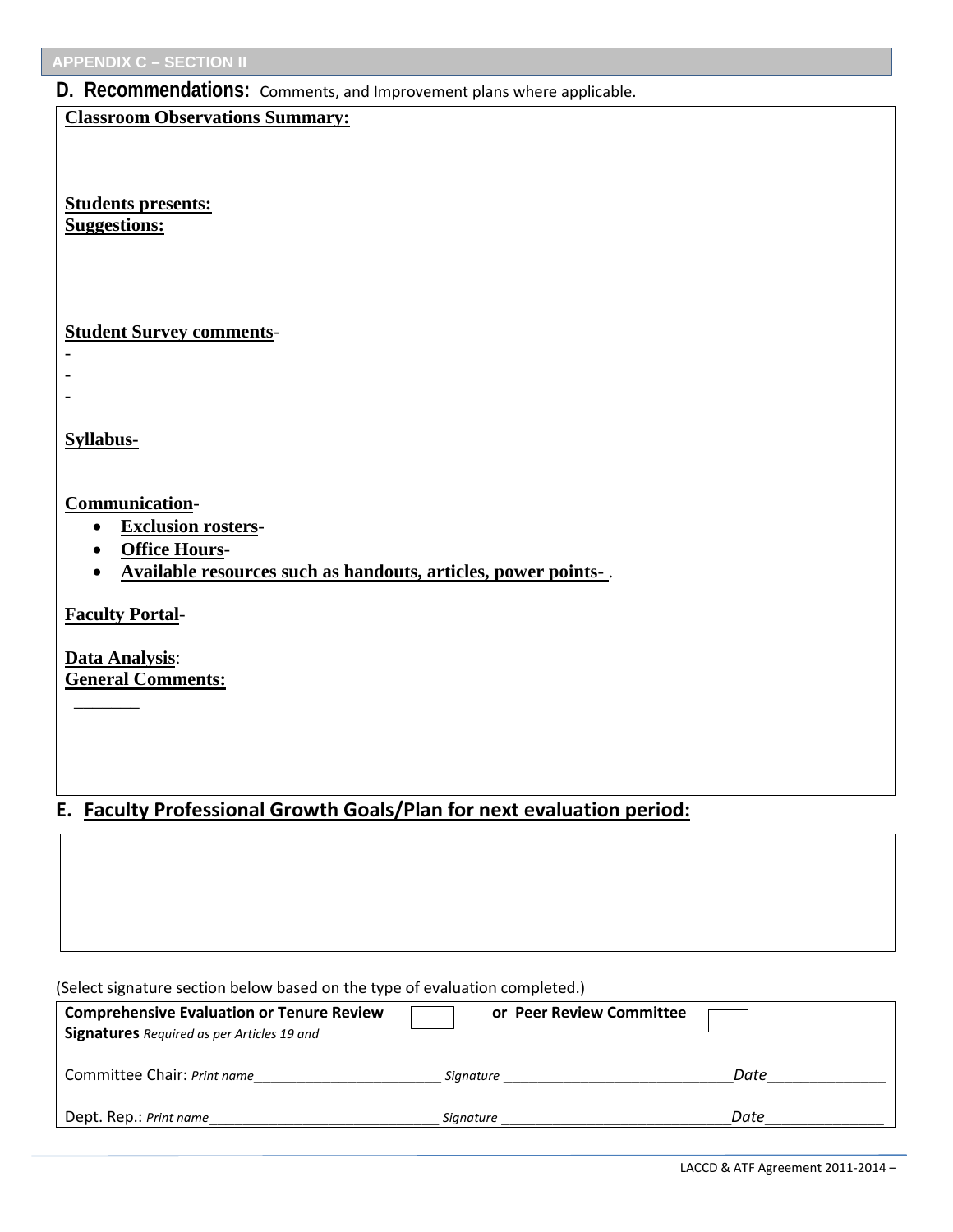APPENDIX C – SECTION II

## D. Recommendations: Comments, and Improvement plans where applicable.

**Classroom Observations Summary:**

**Students presents:**

**Suggestions:**

**Student Survey comments**-

-
-
-

**Syllabus-**

**Communication**-

- **Exclusion rosters**-
- **Office Hours**-
- **Available resources such as handouts, articles, power points-** .

**Faculty Portal**-

**Data Analysis**:

**General Comments:**

## E. Faculty Professional Growth Goals/Plan for next evaluation period:

(Select signature section below based on the type of evaluation completed.)

| **Comprehensive Evaluation or Tenure Review Signatures** *Required as per Articles 19 and* | ☐ | **or Peer Review Committee** | ☐ |
|---|---|---|---|
| Committee Chair: *Print name*_______________________ | *Signature* ___________________________ | *Date*______________ | |
| Dept. Rep.: *Print name*___________________________ | *Signature* ___________________________ | *Date*______________ | |

LACCD & ATF Agreement 2011-2014 –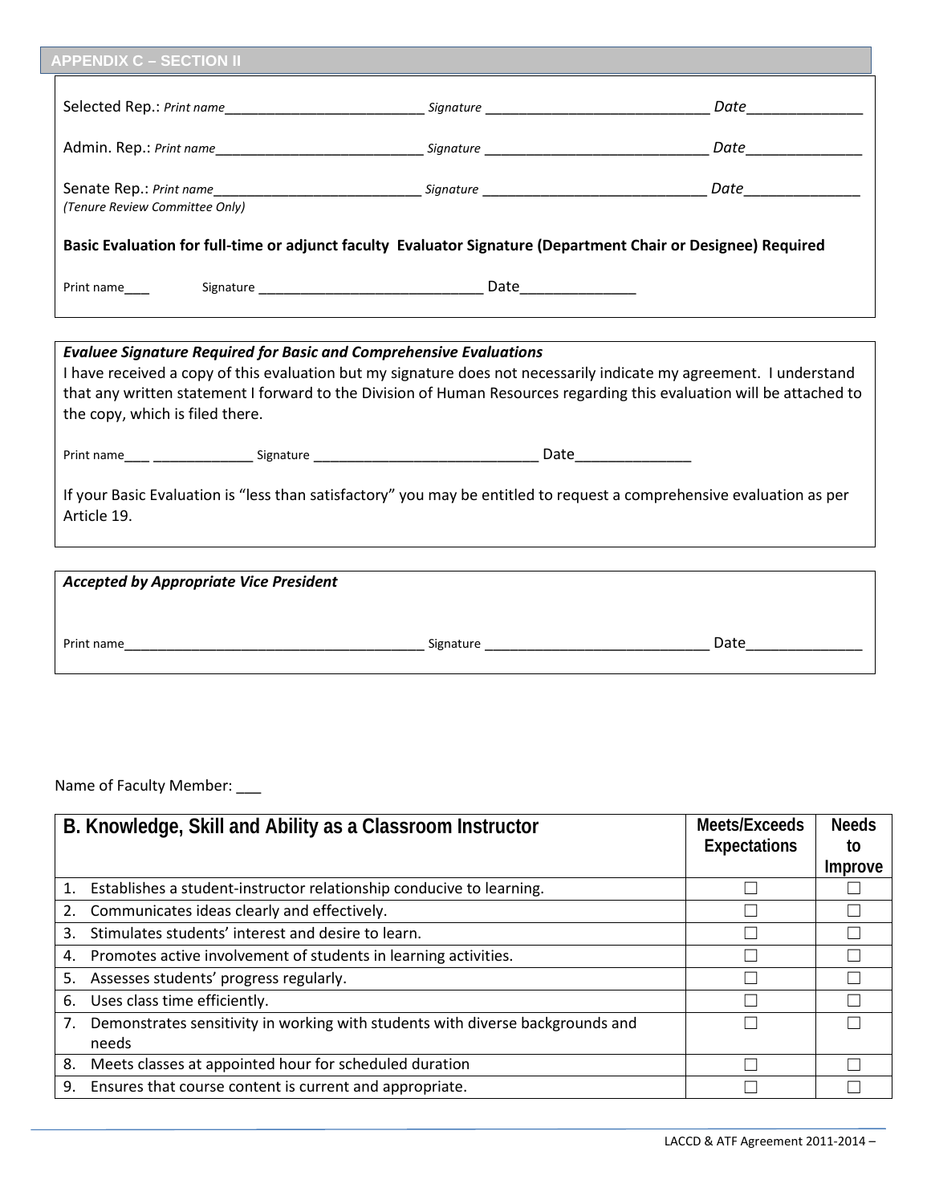APPENDIX C – SECTION II

Selected Rep.: *Print name*\_\_\_\_\_\_\_\_\_\_\_\_\_\_\_\_\_\_\_\_\_\_\_\_\_ *Signature* \_\_\_\_\_\_\_\_\_\_\_\_\_\_\_\_\_\_\_\_\_\_\_\_\_\_\_\_ *Date*\_\_\_\_\_\_\_\_\_\_\_\_\_\_

Admin. Rep.: *Print name*\_\_\_\_\_\_\_\_\_\_\_\_\_\_\_\_\_\_\_\_\_\_\_\_\_\_ *Signature* \_\_\_\_\_\_\_\_\_\_\_\_\_\_\_\_\_\_\_\_\_\_\_\_\_\_\_\_ *Date*\_\_\_\_\_\_\_\_\_\_\_\_\_\_

Senate Rep.: *Print name*\_\_\_\_\_\_\_\_\_\_\_\_\_\_\_\_\_\_\_\_\_\_\_\_\_\_ *Signature* \_\_\_\_\_\_\_\_\_\_\_\_\_\_\_\_\_\_\_\_\_\_\_\_\_\_\_\_ *Date*\_\_\_\_\_\_\_\_\_\_\_\_\_\_
*(Tenure Review Committee Only)*

**Basic Evaluation for full-time or adjunct faculty Evaluator Signature (Department Chair or Designee) Required**

Print name\_\_\_ Signature \_\_\_\_\_\_\_\_\_\_\_\_\_\_\_\_\_\_\_\_\_\_\_\_\_\_\_\_\_ Date\_\_\_\_\_\_\_\_\_\_\_\_\_\_

***Evaluee Signature Required for Basic and Comprehensive Evaluations***

I have received a copy of this evaluation but my signature does not necessarily indicate my agreement. I understand that any written statement I forward to the Division of Human Resources regarding this evaluation will be attached to the copy, which is filed there.

Print name\_\_\_ \_\_\_\_\_\_\_\_\_\_\_\_\_ Signature \_\_\_\_\_\_\_\_\_\_\_\_\_\_\_\_\_\_\_\_\_\_\_\_\_\_\_\_\_\_ Date\_\_\_\_\_\_\_\_\_\_\_\_\_\_

If your Basic Evaluation is "less than satisfactory" you may be entitled to request a comprehensive evaluation as per Article 19.

***Accepted by Appropriate Vice President***

Print name\_\_\_\_\_\_\_\_\_\_\_\_\_\_\_\_\_\_\_\_\_\_\_\_\_\_\_\_\_\_\_\_\_\_\_\_\_\_\_ Signature \_\_\_\_\_\_\_\_\_\_\_\_\_\_\_\_\_\_\_\_\_\_\_\_\_\_\_\_\_\_ Date\_\_\_\_\_\_\_\_\_\_\_\_\_\_

Name of Faculty Member: \_\_\_

| B. Knowledge, Skill and Ability as a Classroom Instructor | Meets/Exceeds Expectations | Needs to Improve |
|---|---|---|
| 1. Establishes a student-instructor relationship conducive to learning. | ☐ | ☐ |
| 2. Communicates ideas clearly and effectively. | ☐ | ☐ |
| 3. Stimulates students' interest and desire to learn. | ☐ | ☐ |
| 4. Promotes active involvement of students in learning activities. | ☐ | ☐ |
| 5. Assesses students' progress regularly. | ☐ | ☐ |
| 6. Uses class time efficiently. | ☐ | ☐ |
| 7. Demonstrates sensitivity in working with students with diverse backgrounds and needs | ☐ | ☐ |
| 8. Meets classes at appointed hour for scheduled duration | ☐ | ☐ |
| 9. Ensures that course content is current and appropriate. | ☐ | ☐ |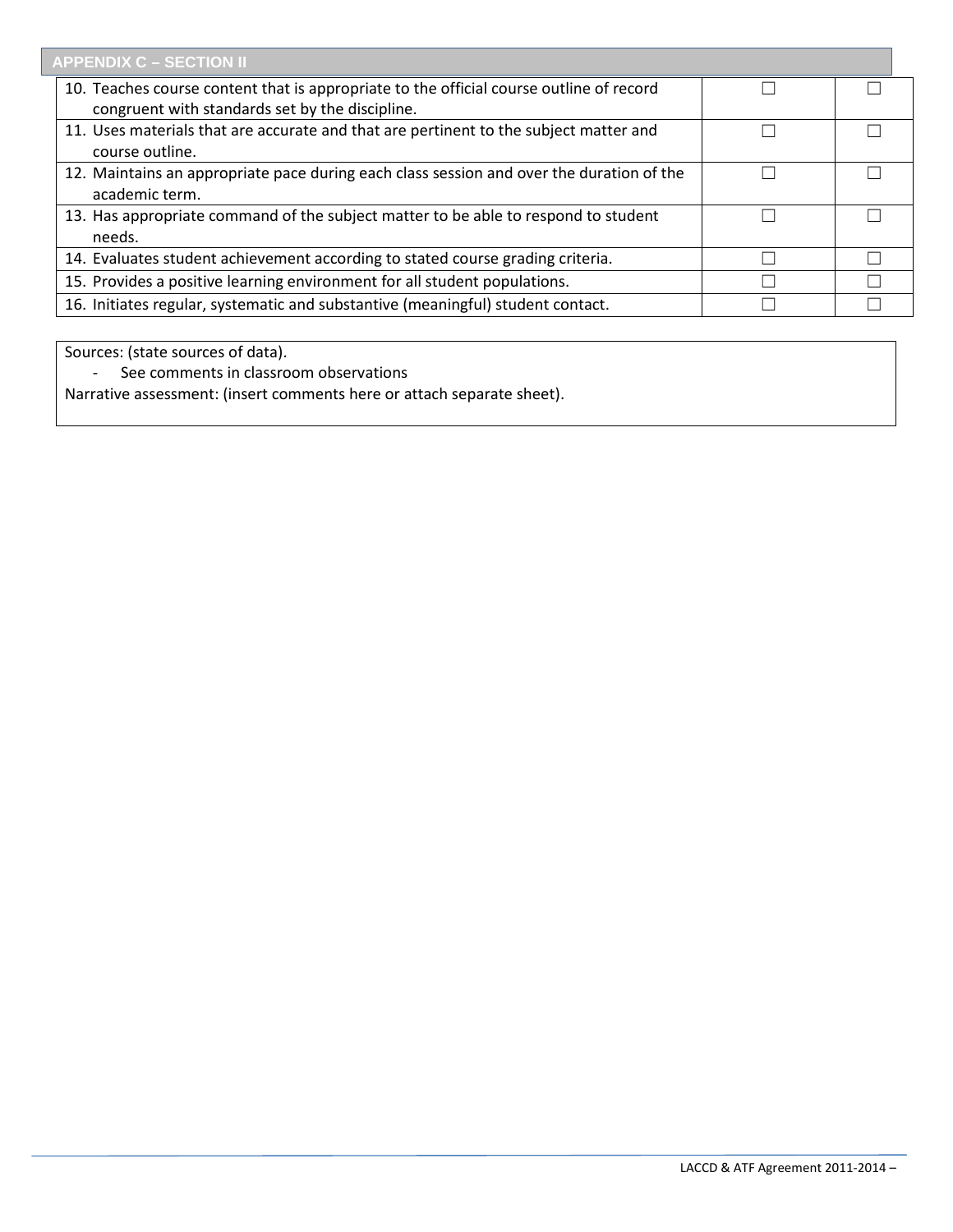## APPENDIX C – SECTION II

| | | |
|---|---|---|
| 10. Teaches course content that is appropriate to the official course outline of record congruent with standards set by the discipline. | ☐ | ☐ |
| 11. Uses materials that are accurate and that are pertinent to the subject matter and course outline. | ☐ | ☐ |
| 12. Maintains an appropriate pace during each class session and over the duration of the academic term. | ☐ | ☐ |
| 13. Has appropriate command of the subject matter to be able to respond to student needs. | ☐ | ☐ |
| 14. Evaluates student achievement according to stated course grading criteria. | ☐ | ☐ |
| 15. Provides a positive learning environment for all student populations. | ☐ | ☐ |
| 16. Initiates regular, systematic and substantive (meaningful) student contact. | ☐ | ☐ |

Sources: (state sources of data).

- See comments in classroom observations

Narrative assessment: (insert comments here or attach separate sheet).